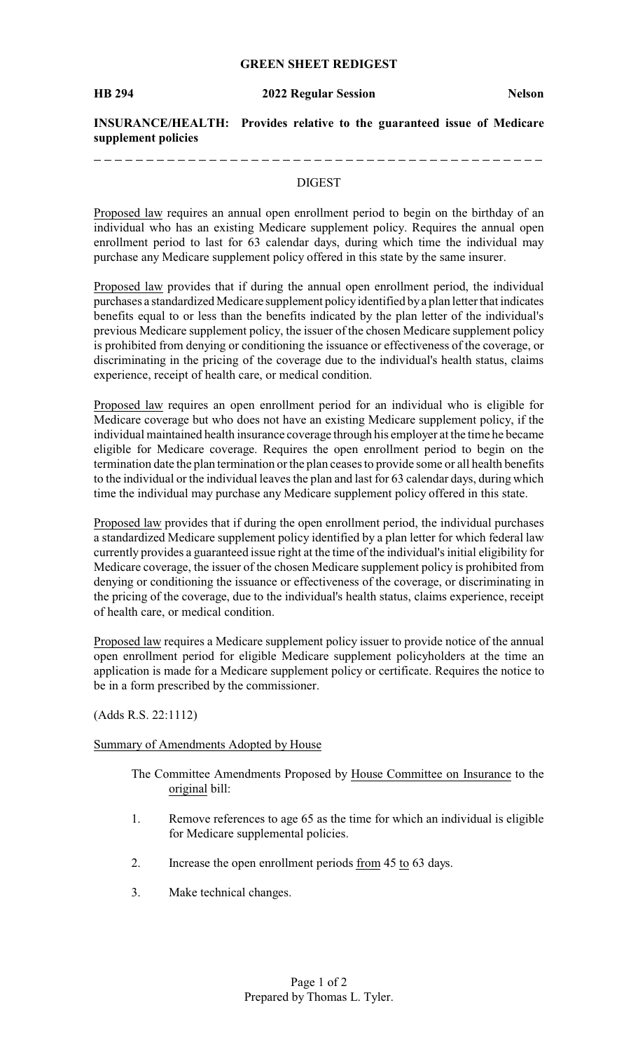**GREEN SHEET REDIGEST**

**HB 294** **2022 Regular Session** **Nelson**

**INSURANCE/HEALTH: Provides relative to the guaranteed issue of Medicare supplement policies**

---

DIGEST

Proposed law requires an annual open enrollment period to begin on the birthday of an individual who has an existing Medicare supplement policy. Requires the annual open enrollment period to last for 63 calendar days, during which time the individual may purchase any Medicare supplement policy offered in this state by the same insurer.

Proposed law provides that if during the annual open enrollment period, the individual purchases a standardized Medicare supplement policy identified by a plan letter that indicates benefits equal to or less than the benefits indicated by the plan letter of the individual's previous Medicare supplement policy, the issuer of the chosen Medicare supplement policy is prohibited from denying or conditioning the issuance or effectiveness of the coverage, or discriminating in the pricing of the coverage due to the individual's health status, claims experience, receipt of health care, or medical condition.

Proposed law requires an open enrollment period for an individual who is eligible for Medicare coverage but who does not have an existing Medicare supplement policy, if the individual maintained health insurance coverage through his employer at the time he became eligible for Medicare coverage. Requires the open enrollment period to begin on the termination date the plan termination or the plan ceases to provide some or all health benefits to the individual or the individual leaves the plan and last for 63 calendar days, during which time the individual may purchase any Medicare supplement policy offered in this state.

Proposed law provides that if during the open enrollment period, the individual purchases a standardized Medicare supplement policy identified by a plan letter for which federal law currently provides a guaranteed issue right at the time of the individual's initial eligibility for Medicare coverage, the issuer of the chosen Medicare supplement policy is prohibited from denying or conditioning the issuance or effectiveness of the coverage, or discriminating in the pricing of the coverage, due to the individual's health status, claims experience, receipt of health care, or medical condition.

Proposed law requires a Medicare supplement policy issuer to provide notice of the annual open enrollment period for eligible Medicare supplement policyholders at the time an application is made for a Medicare supplement policy or certificate. Requires the notice to be in a form prescribed by the commissioner.

(Adds R.S. 22:1112)

Summary of Amendments Adopted by House

The Committee Amendments Proposed by House Committee on Insurance to the original bill:

1. Remove references to age 65 as the time for which an individual is eligible for Medicare supplemental policies.

2. Increase the open enrollment periods from 45 to 63 days.

3. Make technical changes.

Prepared by Thomas L. Tyler.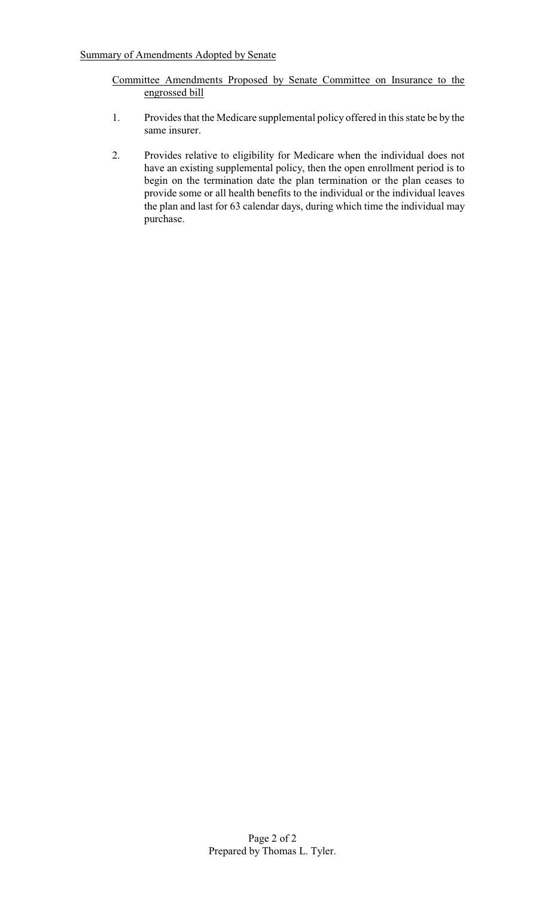Summary of Amendments Adopted by Senate

Committee Amendments Proposed by Senate Committee on Insurance to the engrossed bill

1. Provides that the Medicare supplemental policy offered in this state be by the same insurer.

2. Provides relative to eligibility for Medicare when the individual does not have an existing supplemental policy, then the open enrollment period is to begin on the termination date the plan termination or the plan ceases to provide some or all health benefits to the individual or the individual leaves the plan and last for 63 calendar days, during which time the individual may purchase.

Prepared by Thomas L. Tyler.